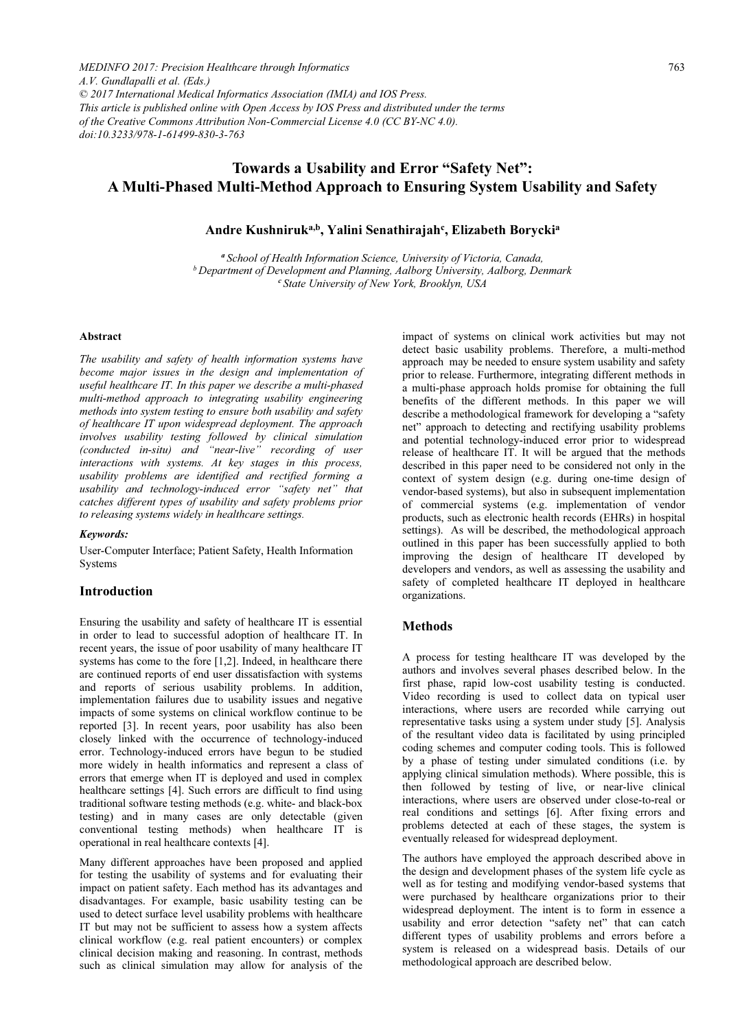MEDINFO 2017: Precision Healthcare through Informatics
A.V. Gundlapalli et al. (Eds.)
© 2017 International Medical Informatics Association (IMIA) and IOS Press.
This article is published online with Open Access by IOS Press and distributed under the terms of the Creative Commons Attribution Non-Commercial License 4.0 (CC BY-NC 4.0).
doi:10.3233/978-1-61499-830-3-763

# Towards a Usability and Error "Safety Net": A Multi-Phased Multi-Method Approach to Ensuring System Usability and Safety

**Andre Kushniruk[a,b], Yalini Senathirajah[c], Elizabeth Borycki[a]**

[a] *School of Health Information Science, University of Victoria, Canada,*
[b] *Department of Development and Planning, Aalborg University, Aalborg, Denmark*
[c] *State University of New York, Brooklyn, USA*

### Abstract

*The usability and safety of health information systems have become major issues in the design and implementation of useful healthcare IT. In this paper we describe a multi-phased multi-method approach to integrating usability engineering methods into system testing to ensure both usability and safety of healthcare IT upon widespread deployment. The approach involves usability testing followed by clinical simulation (conducted in-situ) and "near-live" recording of user interactions with systems. At key stages in this process, usability problems are identified and rectified forming a usability and technology-induced error "safety net" that catches different types of usability and safety problems prior to releasing systems widely in healthcare settings.*

### Keywords:

User-Computer Interface; Patient Safety, Health Information Systems

## Introduction

Ensuring the usability and safety of healthcare IT is essential in order to lead to successful adoption of healthcare IT. In recent years, the issue of poor usability of many healthcare IT systems has come to the fore [1,2]. Indeed, in healthcare there are continued reports of end user dissatisfaction with systems and reports of serious usability problems. In addition, implementation failures due to usability issues and negative impacts of some systems on clinical workflow continue to be reported [3]. In recent years, poor usability has also been closely linked with the occurrence of technology-induced error. Technology-induced errors have begun to be studied more widely in health informatics and represent a class of errors that emerge when IT is deployed and used in complex healthcare settings [4]. Such errors are difficult to find using traditional software testing methods (e.g. white- and black-box testing) and in many cases are only detectable (given conventional testing methods) when healthcare IT is operational in real healthcare contexts [4].

Many different approaches have been proposed and applied for testing the usability of systems and for evaluating their impact on patient safety. Each method has its advantages and disadvantages. For example, basic usability testing can be used to detect surface level usability problems with healthcare IT but may not be sufficient to assess how a system affects clinical workflow (e.g. real patient encounters) or complex clinical decision making and reasoning. In contrast, methods such as clinical simulation may allow for analysis of the impact of systems on clinical work activities but may not detect basic usability problems. Therefore, a multi-method approach may be needed to ensure system usability and safety prior to release. Furthermore, integrating different methods in a multi-phase approach holds promise for obtaining the full benefits of the different methods. In this paper we will describe a methodological framework for developing a "safety net" approach to detecting and rectifying usability problems and potential technology-induced error prior to widespread release of healthcare IT. It will be argued that the methods described in this paper need to be considered not only in the context of system design (e.g. during one-time design of vendor-based systems), but also in subsequent implementation of commercial systems (e.g. implementation of vendor products, such as electronic health records (EHRs) in hospital settings). As will be described, the methodological approach outlined in this paper has been successfully applied to both improving the design of healthcare IT developed by developers and vendors, as well as assessing the usability and safety of completed healthcare IT deployed in healthcare organizations.

## Methods

A process for testing healthcare IT was developed by the authors and involves several phases described below. In the first phase, rapid low-cost usability testing is conducted. Video recording is used to collect data on typical user interactions, where users are recorded while carrying out representative tasks using a system under study [5]. Analysis of the resultant video data is facilitated by using principled coding schemes and computer coding tools. This is followed by a phase of testing under simulated conditions (i.e. by applying clinical simulation methods). Where possible, this is then followed by testing of live, or near-live clinical interactions, where users are observed under close-to-real or real conditions and settings [6]. After fixing errors and problems detected at each of these stages, the system is eventually released for widespread deployment.

The authors have employed the approach described above in the design and development phases of the system life cycle as well as for testing and modifying vendor-based systems that were purchased by healthcare organizations prior to their widespread deployment. The intent is to form in essence a usability and error detection "safety net" that can catch different types of usability problems and errors before a system is released on a widespread basis. Details of our methodological approach are described below.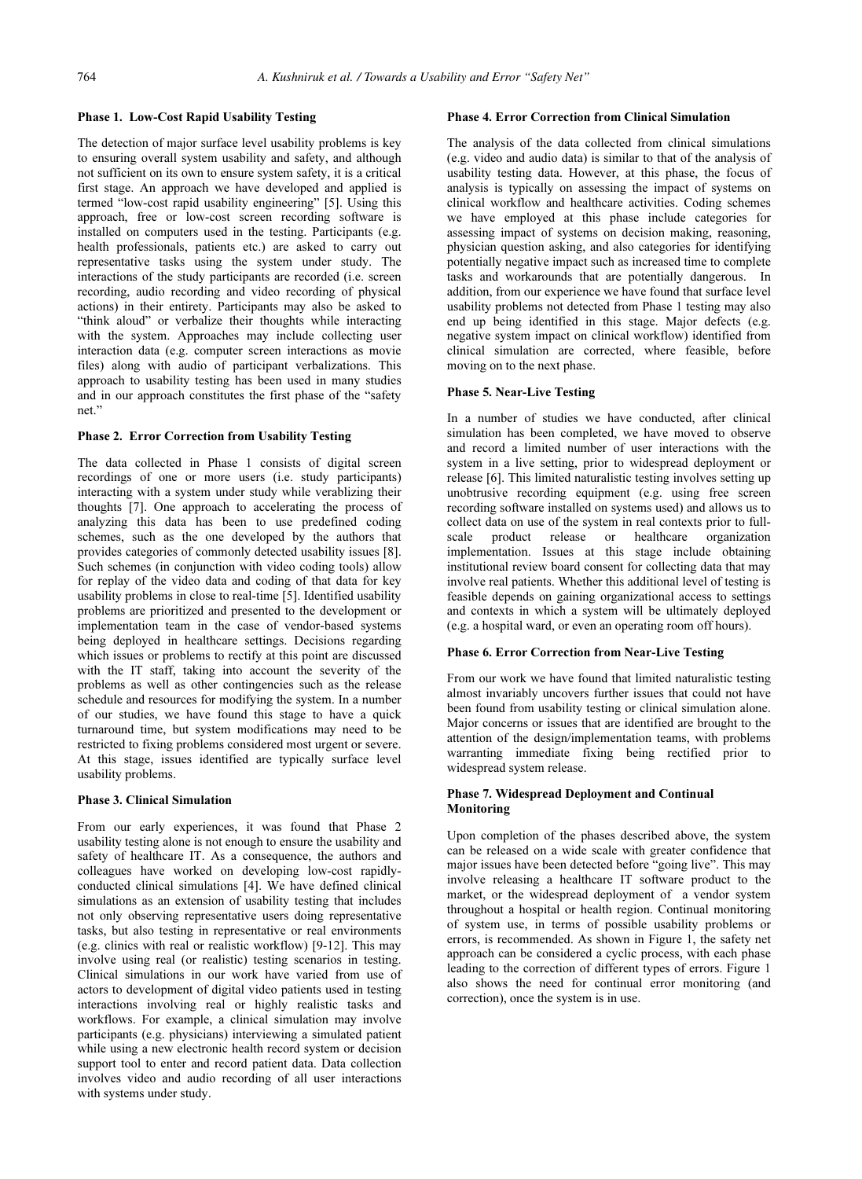### Phase 1. Low-Cost Rapid Usability Testing

The detection of major surface level usability problems is key to ensuring overall system usability and safety, and although not sufficient on its own to ensure system safety, it is a critical first stage. An approach we have developed and applied is termed "low-cost rapid usability engineering" [5]. Using this approach, free or low-cost screen recording software is installed on computers used in the testing. Participants (e.g. health professionals, patients etc.) are asked to carry out representative tasks using the system under study. The interactions of the study participants are recorded (i.e. screen recording, audio recording and video recording of physical actions) in their entirety. Participants may also be asked to "think aloud" or verbalize their thoughts while interacting with the system. Approaches may include collecting user interaction data (e.g. computer screen interactions as movie files) along with audio of participant verbalizations. This approach to usability testing has been used in many studies and in our approach constitutes the first phase of the "safety net."

### Phase 2. Error Correction from Usability Testing

The data collected in Phase 1 consists of digital screen recordings of one or more users (i.e. study participants) interacting with a system under study while verablizing their thoughts [7]. One approach to accelerating the process of analyzing this data has been to use predefined coding schemes, such as the one developed by the authors that provides categories of commonly detected usability issues [8]. Such schemes (in conjunction with video coding tools) allow for replay of the video data and coding of that data for key usability problems in close to real-time [5]. Identified usability problems are prioritized and presented to the development or implementation team in the case of vendor-based systems being deployed in healthcare settings. Decisions regarding which issues or problems to rectify at this point are discussed with the IT staff, taking into account the severity of the problems as well as other contingencies such as the release schedule and resources for modifying the system. In a number of our studies, we have found this stage to have a quick turnaround time, but system modifications may need to be restricted to fixing problems considered most urgent or severe. At this stage, issues identified are typically surface level usability problems.

### Phase 3. Clinical Simulation

From our early experiences, it was found that Phase 2 usability testing alone is not enough to ensure the usability and safety of healthcare IT. As a consequence, the authors and colleagues have worked on developing low-cost rapidly-conducted clinical simulations [4]. We have defined clinical simulations as an extension of usability testing that includes not only observing representative users doing representative tasks, but also testing in representative or real environments (e.g. clinics with real or realistic workflow) [9-12]. This may involve using real (or realistic) testing scenarios in testing. Clinical simulations in our work have varied from use of actors to development of digital video patients used in testing interactions involving real or highly realistic tasks and workflows. For example, a clinical simulation may involve participants (e.g. physicians) interviewing a simulated patient while using a new electronic health record system or decision support tool to enter and record patient data. Data collection involves video and audio recording of all user interactions with systems under study.

### Phase 4. Error Correction from Clinical Simulation

The analysis of the data collected from clinical simulations (e.g. video and audio data) is similar to that of the analysis of usability testing data. However, at this phase, the focus of analysis is typically on assessing the impact of systems on clinical workflow and healthcare activities. Coding schemes we have employed at this phase include categories for assessing impact of systems on decision making, reasoning, physician question asking, and also categories for identifying potentially negative impact such as increased time to complete tasks and workarounds that are potentially dangerous. In addition, from our experience we have found that surface level usability problems not detected from Phase 1 testing may also end up being identified in this stage. Major defects (e.g. negative system impact on clinical workflow) identified from clinical simulation are corrected, where feasible, before moving on to the next phase.

### Phase 5. Near-Live Testing

In a number of studies we have conducted, after clinical simulation has been completed, we have moved to observe and record a limited number of user interactions with the system in a live setting, prior to widespread deployment or release [6]. This limited naturalistic testing involves setting up unobtrusive recording equipment (e.g. using free screen recording software installed on systems used) and allows us to collect data on use of the system in real contexts prior to full-scale product release or healthcare organization implementation. Issues at this stage include obtaining institutional review board consent for collecting data that may involve real patients. Whether this additional level of testing is feasible depends on gaining organizational access to settings and contexts in which a system will be ultimately deployed (e.g. a hospital ward, or even an operating room off hours).

### Phase 6. Error Correction from Near-Live Testing

From our work we have found that limited naturalistic testing almost invariably uncovers further issues that could not have been found from usability testing or clinical simulation alone. Major concerns or issues that are identified are brought to the attention of the design/implementation teams, with problems warranting immediate fixing being rectified prior to widespread system release.

### Phase 7. Widespread Deployment and Continual Monitoring

Upon completion of the phases described above, the system can be released on a wide scale with greater confidence that major issues have been detected before "going live". This may involve releasing a healthcare IT software product to the market, or the widespread deployment of a vendor system throughout a hospital or health region. Continual monitoring of system use, in terms of possible usability problems or errors, is recommended. As shown in Figure 1, the safety net approach can be considered a cyclic process, with each phase leading to the correction of different types of errors. Figure 1 also shows the need for continual error monitoring (and correction), once the system is in use.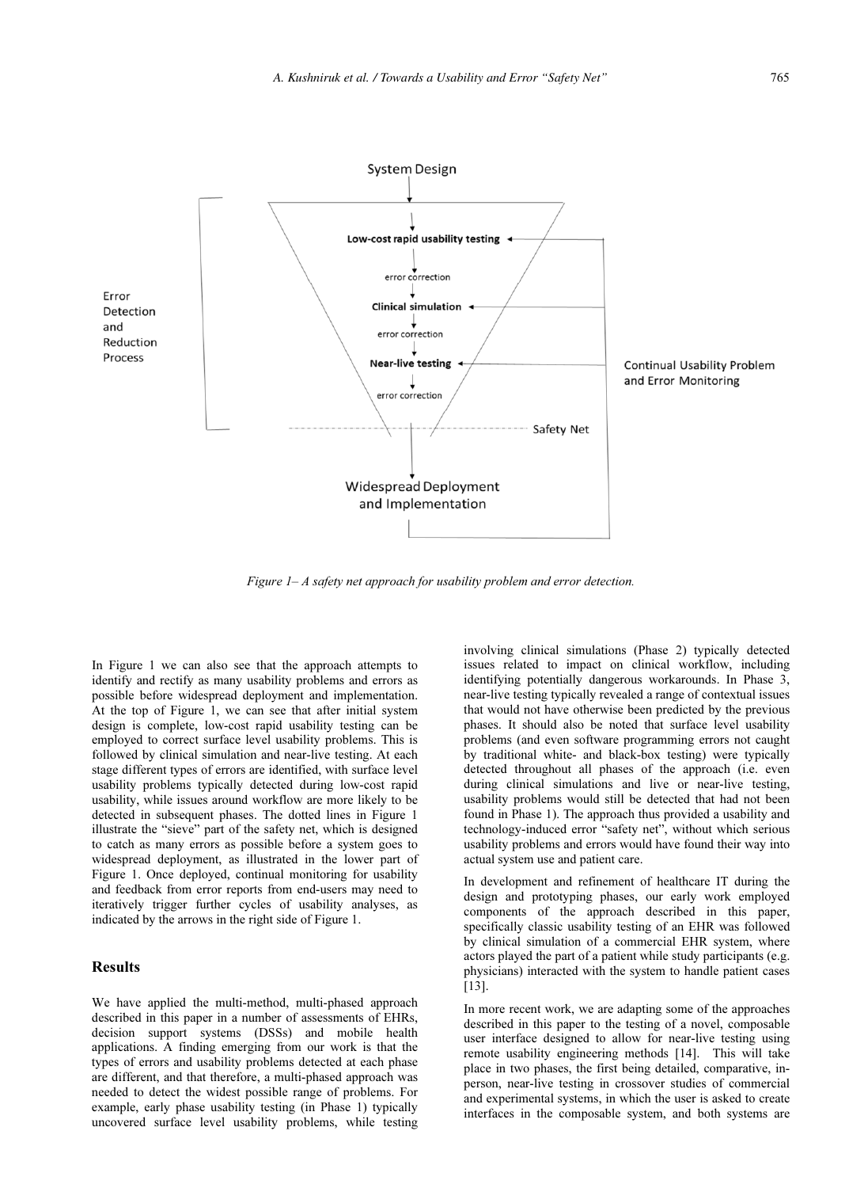System Design

Low-cost rapid usability testing

error correction

Clinical simulation

error correction

Near-live testing

error correction

Error Detection and Reduction Process

Continual Usability Problem and Error Monitoring

Safety Net

Widespread Deployment and Implementation

*Figure 1– A safety net approach for usability problem and error detection.*

In Figure 1 we can also see that the approach attempts to identify and rectify as many usability problems and errors as possible before widespread deployment and implementation. At the top of Figure 1, we can see that after initial system design is complete, low-cost rapid usability testing can be employed to correct surface level usability problems. This is followed by clinical simulation and near-live testing. At each stage different types of errors are identified, with surface level usability problems typically detected during low-cost rapid usability, while issues around workflow are more likely to be detected in subsequent phases. The dotted lines in Figure 1 illustrate the "sieve" part of the safety net, which is designed to catch as many errors as possible before a system goes to widespread deployment, as illustrated in the lower part of Figure 1. Once deployed, continual monitoring for usability and feedback from error reports from end-users may need to iteratively trigger further cycles of usability analyses, as indicated by the arrows in the right side of Figure 1.

## Results

We have applied the multi-method, multi-phased approach described in this paper in a number of assessments of EHRs, decision support systems (DSSs) and mobile health applications. A finding emerging from our work is that the types of errors and usability problems detected at each phase are different, and that therefore, a multi-phased approach was needed to detect the widest possible range of problems. For example, early phase usability testing (in Phase 1) typically uncovered surface level usability problems, while testing involving clinical simulations (Phase 2) typically detected issues related to impact on clinical workflow, including identifying potentially dangerous workarounds. In Phase 3, near-live testing typically revealed a range of contextual issues that would not have otherwise been predicted by the previous phases. It should also be noted that surface level usability problems (and even software programming errors not caught by traditional white- and black-box testing) were typically detected throughout all phases of the approach (i.e. even during clinical simulations and live or near-live testing, usability problems would still be detected that had not been found in Phase 1). The approach thus provided a usability and technology-induced error "safety net", without which serious usability problems and errors would have found their way into actual system use and patient care.

In development and refinement of healthcare IT during the design and prototyping phases, our early work employed components of the approach described in this paper, specifically classic usability testing of an EHR was followed by clinical simulation of a commercial EHR system, where actors played the part of a patient while study participants (e.g. physicians) interacted with the system to handle patient cases [13].

In more recent work, we are adapting some of the approaches described in this paper to the testing of a novel, composable user interface designed to allow for near-live testing using remote usability engineering methods [14]. This will take place in two phases, the first being detailed, comparative, in-person, near-live testing in crossover studies of commercial and experimental systems, in which the user is asked to create interfaces in the composable system, and both systems are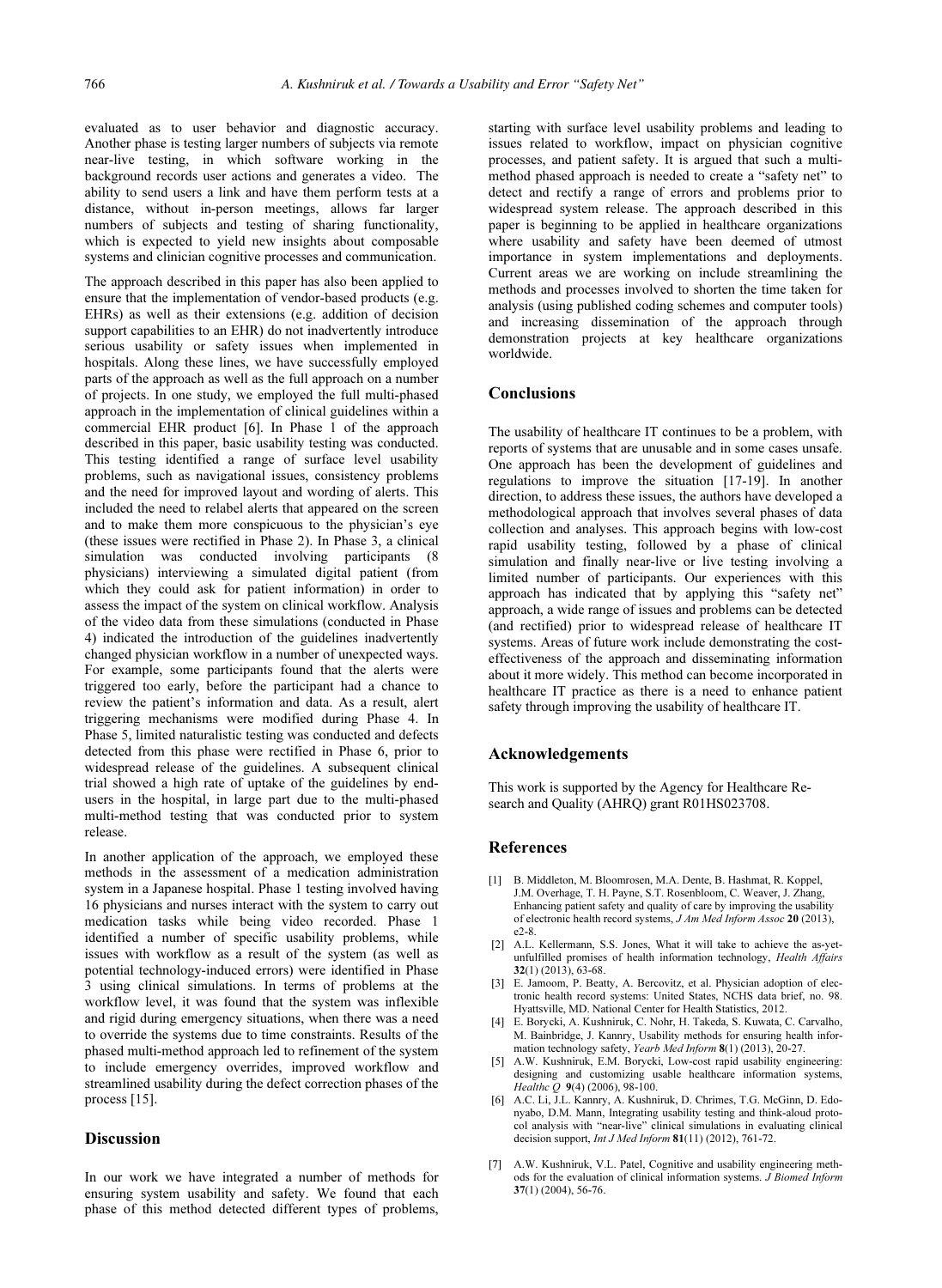evaluated as to user behavior and diagnostic accuracy. Another phase is testing larger numbers of subjects via remote near-live testing, in which software working in the background records user actions and generates a video. The ability to send users a link and have them perform tests at a distance, without in-person meetings, allows far larger numbers of subjects and testing of sharing functionality, which is expected to yield new insights about composable systems and clinician cognitive processes and communication.

The approach described in this paper has also been applied to ensure that the implementation of vendor-based products (e.g. EHRs) as well as their extensions (e.g. addition of decision support capabilities to an EHR) do not inadvertently introduce serious usability or safety issues when implemented in hospitals. Along these lines, we have successfully employed parts of the approach as well as the full approach on a number of projects. In one study, we employed the full multi-phased approach in the implementation of clinical guidelines within a commercial EHR product [6]. In Phase 1 of the approach described in this paper, basic usability testing was conducted. This testing identified a range of surface level usability problems, such as navigational issues, consistency problems and the need for improved layout and wording of alerts. This included the need to relabel alerts that appeared on the screen and to make them more conspicuous to the physician's eye (these issues were rectified in Phase 2). In Phase 3, a clinical simulation was conducted involving participants (8 physicians) interviewing a simulated digital patient (from which they could ask for patient information) in order to assess the impact of the system on clinical workflow. Analysis of the video data from these simulations (conducted in Phase 4) indicated the introduction of the guidelines inadvertently changed physician workflow in a number of unexpected ways. For example, some participants found that the alerts were triggered too early, before the participant had a chance to review the patient's information and data. As a result, alert triggering mechanisms were modified during Phase 4. In Phase 5, limited naturalistic testing was conducted and defects detected from this phase were rectified in Phase 6, prior to widespread release of the guidelines. A subsequent clinical trial showed a high rate of uptake of the guidelines by end-users in the hospital, in large part due to the multi-phased multi-method testing that was conducted prior to system release.

In another application of the approach, we employed these methods in the assessment of a medication administration system in a Japanese hospital. Phase 1 testing involved having 16 physicians and nurses interact with the system to carry out medication tasks while being video recorded. Phase 1 identified a number of specific usability problems, while issues with workflow as a result of the system (as well as potential technology-induced errors) were identified in Phase 3 using clinical simulations. In terms of problems at the workflow level, it was found that the system was inflexible and rigid during emergency situations, when there was a need to override the systems due to time constraints. Results of the phased multi-method approach led to refinement of the system to include emergency overrides, improved workflow and streamlined usability during the defect correction phases of the process [15].

## Discussion

In our work we have integrated a number of methods for ensuring system usability and safety. We found that each phase of this method detected different types of problems, starting with surface level usability problems and leading to issues related to workflow, impact on physician cognitive processes, and patient safety. It is argued that such a multi-method phased approach is needed to create a "safety net" to detect and rectify a range of errors and problems prior to widespread system release. The approach described in this paper is beginning to be applied in healthcare organizations where usability and safety have been deemed of utmost importance in system implementations and deployments. Current areas we are working on include streamlining the methods and processes involved to shorten the time taken for analysis (using published coding schemes and computer tools) and increasing dissemination of the approach through demonstration projects at key healthcare organizations worldwide.

## Conclusions

The usability of healthcare IT continues to be a problem, with reports of systems that are unusable and in some cases unsafe. One approach has been the development of guidelines and regulations to improve the situation [17-19]. In another direction, to address these issues, the authors have developed a methodological approach that involves several phases of data collection and analyses. This approach begins with low-cost rapid usability testing, followed by a phase of clinical simulation and finally near-live or live testing involving a limited number of participants. Our experiences with this approach has indicated that by applying this "safety net" approach, a wide range of issues and problems can be detected (and rectified) prior to widespread release of healthcare IT systems. Areas of future work include demonstrating the cost-effectiveness of the approach and disseminating information about it more widely. This method can become incorporated in healthcare IT practice as there is a need to enhance patient safety through improving the usability of healthcare IT.

## Acknowledgements

This work is supported by the Agency for Healthcare Research and Quality (AHRQ) grant R01HS023708.

## References

[1] B. Middleton, M. Bloomrosen, M.A. Dente, B. Hashmat, R. Koppel, J.M. Overhage, T. H. Payne, S.T. Rosenbloom, C. Weaver, J. Zhang, Enhancing patient safety and quality of care by improving the usability of electronic health record systems, *J Am Med Inform Assoc* **20** (2013), e2-8.

[2] A.L. Kellermann, S.S. Jones, What it will take to achieve the as-yet-unfulfilled promises of health information technology, *Health Affairs* **32**(1) (2013), 63-68.

[3] E. Jamoom, P. Beatty, A. Bercovitz, et al. Physician adoption of electronic health record systems: United States, NCHS data brief, no. 98. Hyattsville, MD. National Center for Health Statistics, 2012.

[4] E. Borycki, A. Kushniruk, C. Nohr, H. Takeda, S. Kuwata, C. Carvalho, M. Bainbridge, J. Kannry, Usability methods for ensuring health information technology safety, *Yearb Med Inform* **8**(1) (2013), 20-27.

[5] A.W. Kushniruk, E.M. Borycki, Low-cost rapid usability engineering: designing and customizing usable healthcare information systems, *Healthc Q* **9**(4) (2006), 98-100.

[6] A.C. Li, J.L. Kannry, A. Kushniruk, D. Chrimes, T.G. McGinn, D. Edonyabo, D.M. Mann, Integrating usability testing and think-aloud protocol analysis with "near-live" clinical simulations in evaluating clinical decision support, *Int J Med Inform* **81**(11) (2012), 761-72.

[7] A.W. Kushniruk, V.L. Patel, Cognitive and usability engineering methods for the evaluation of clinical information systems. *J Biomed Inform* **37**(1) (2004), 56-76.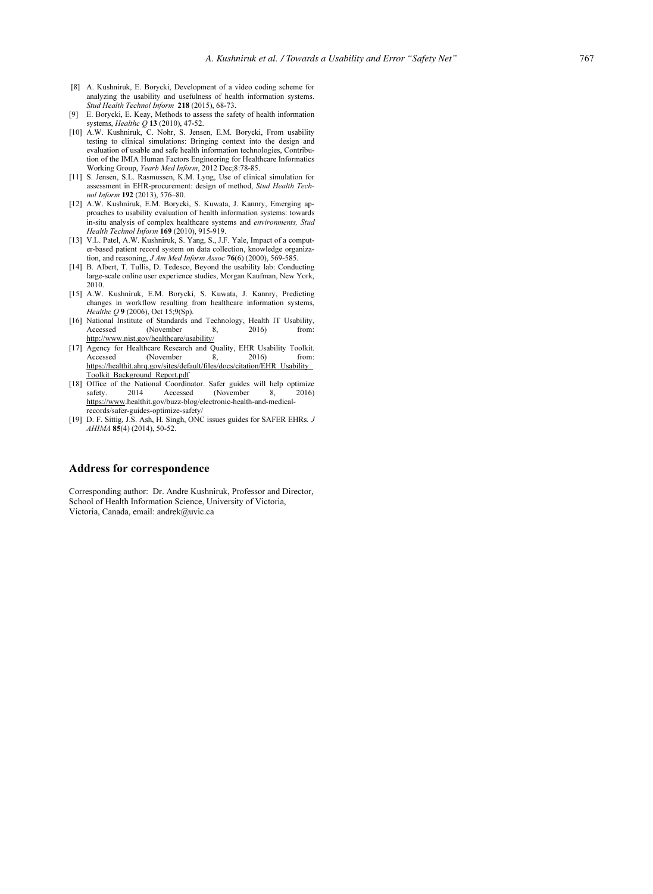[8] A. Kushniruk, E. Borycki, Development of a video coding scheme for analyzing the usability and usefulness of health information systems. *Stud Health Technol Inform* **218** (2015), 68-73.

[9] E. Borycki, E. Keay, Methods to assess the safety of health information systems, *Healthc Q* **13** (2010), 47-52.

[10] A.W. Kushniruk, C. Nohr, S. Jensen, E.M. Borycki, From usability testing to clinical simulations: Bringing context into the design and evaluation of usable and safe health information technologies, Contribution of the IMIA Human Factors Engineering for Healthcare Informatics Working Group, *Yearb Med Inform*, 2012 Dec;8:78-85.

[11] S. Jensen, S.L. Rasmussen, K.M. Lyng, Use of clinical simulation for assessment in EHR-procurement: design of method, *Stud Health Technol Inform* **192** (2013), 576–80.

[12] A.W. Kushniruk, E.M. Borycki, S. Kuwata, J. Kannry, Emerging approaches to usability evaluation of health information systems: towards in-situ analysis of complex healthcare systems and *environments, Stud Health Technol Inform* **169** (2010), 915-919.

[13] V.L. Patel, A.W. Kushniruk, S. Yang, S., J.F. Yale, Impact of a computer-based patient record system on data collection, knowledge organization, and reasoning, *J Am Med Inform Assoc* **76**(6) (2000), 569-585.

[14] B. Albert, T. Tullis, D. Tedesco, Beyond the usability lab: Conducting large-scale online user experience studies, Morgan Kaufman, New York, 2010.

[15] A.W. Kushniruk, E.M. Borycki, S. Kuwata, J. Kannry, Predicting changes in workflow resulting from healthcare information systems, *Healthc Q* **9** (2006), Oct 15;9(Sp).

[16] National Institute of Standards and Technology, Health IT Usability, Accessed (November 8, 2016) from: http://www.nist.gov/healthcare/usability/

[17] Agency for Healthcare Research and Quality, EHR Usability Toolkit. Accessed (November 8, 2016) from: https://healthit.ahrq.gov/sites/default/files/docs/citation/EHR_Usability_Toolkit_Background_Report.pdf

[18] Office of the National Coordinator. Safer guides will help optimize safety. 2014 Accessed (November 8, 2016) https://www.healthit.gov/buzz-blog/electronic-health-and-medical-records/safer-guides-optimize-safety/

[19] D. F. Sittig, J.S. Ash, H. Singh, ONC issues guides for SAFER EHRs. *J AHIMA* **85**(4) (2014), 50-52.

## Address for correspondence

Corresponding author: Dr. Andre Kushniruk, Professor and Director, School of Health Information Science, University of Victoria, Victoria, Canada, email: andrek@uvic.ca